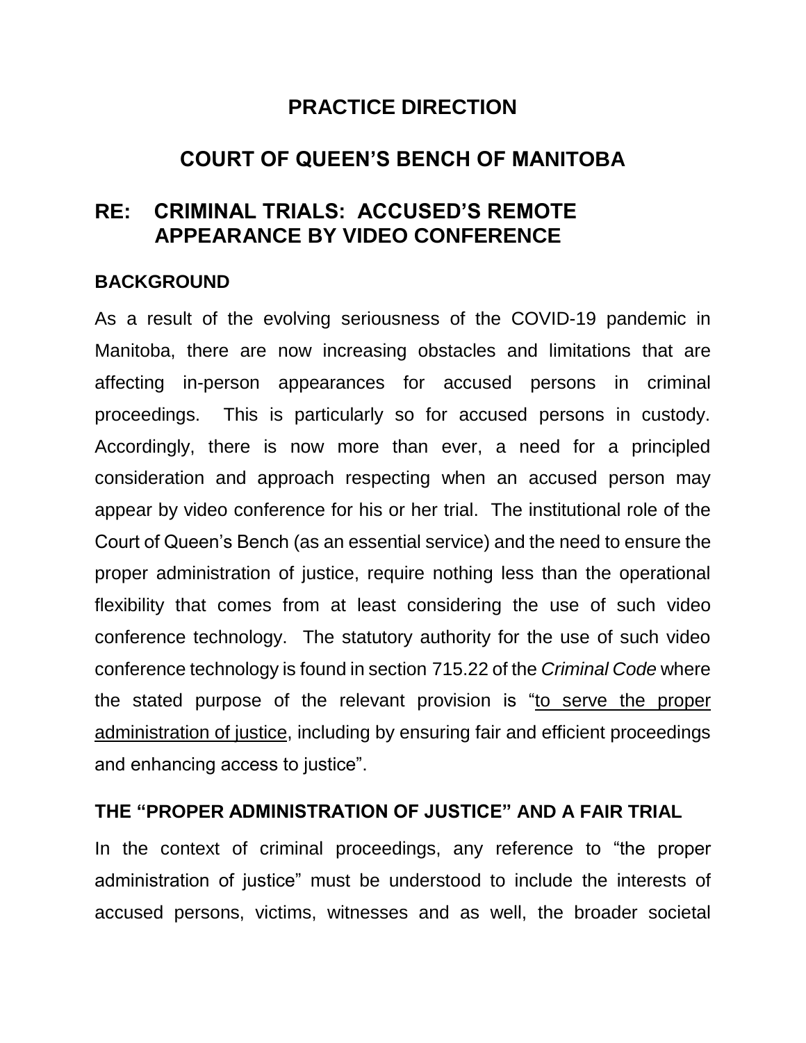# PRACTICE DIRECTION

# COURT OF QUEEN'S BENCH OF MANITOBA

## RE: CRIMINAL TRIALS: ACCUSED'S REMOTE APPEARANCE BY VIDEO CONFERENCE

### BACKGROUND

As a result of the evolving seriousness of the COVID-19 pandemic in Manitoba, there are now increasing obstacles and limitations that are affecting in-person appearances for accused persons in criminal proceedings. This is particularly so for accused persons in custody. Accordingly, there is now more than ever, a need for a principled consideration and approach respecting when an accused person may appear by video conference for his or her trial. The institutional role of the Court of Queen's Bench (as an essential service) and the need to ensure the proper administration of justice, require nothing less than the operational flexibility that comes from at least considering the use of such video conference technology. The statutory authority for the use of such video conference technology is found in section 715.22 of the *Criminal Code* where the stated purpose of the relevant provision is "<u>to serve the proper administration of justice</u>, including by ensuring fair and efficient proceedings and enhancing access to justice".

### THE "PROPER ADMINISTRATION OF JUSTICE" AND A FAIR TRIAL

In the context of criminal proceedings, any reference to "the proper administration of justice" must be understood to include the interests of accused persons, victims, witnesses and as well, the broader societal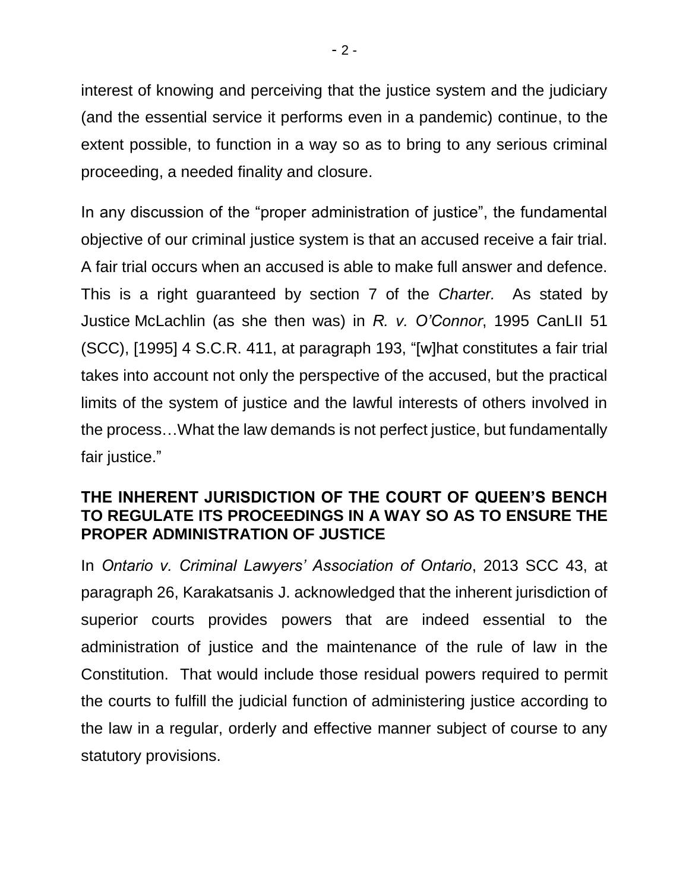interest of knowing and perceiving that the justice system and the judiciary (and the essential service it performs even in a pandemic) continue, to the extent possible, to function in a way so as to bring to any serious criminal proceeding, a needed finality and closure.

In any discussion of the "proper administration of justice", the fundamental objective of our criminal justice system is that an accused receive a fair trial. A fair trial occurs when an accused is able to make full answer and defence. This is a right guaranteed by section 7 of the *Charter.* As stated by Justice McLachlin (as she then was) in *R. v. O'Connor*, 1995 CanLII 51 (SCC), [1995] 4 S.C.R. 411, at paragraph 193, "[w]hat constitutes a fair trial takes into account not only the perspective of the accused, but the practical limits of the system of justice and the lawful interests of others involved in the process…What the law demands is not perfect justice, but fundamentally fair justice."

**THE INHERENT JURISDICTION OF THE COURT OF QUEEN'S BENCH TO REGULATE ITS PROCEEDINGS IN A WAY SO AS TO ENSURE THE PROPER ADMINISTRATION OF JUSTICE**

In *Ontario v. Criminal Lawyers' Association of Ontario*, 2013 SCC 43, at paragraph 26, Karakatsanis J. acknowledged that the inherent jurisdiction of superior courts provides powers that are indeed essential to the administration of justice and the maintenance of the rule of law in the Constitution. That would include those residual powers required to permit the courts to fulfill the judicial function of administering justice according to the law in a regular, orderly and effective manner subject of course to any statutory provisions.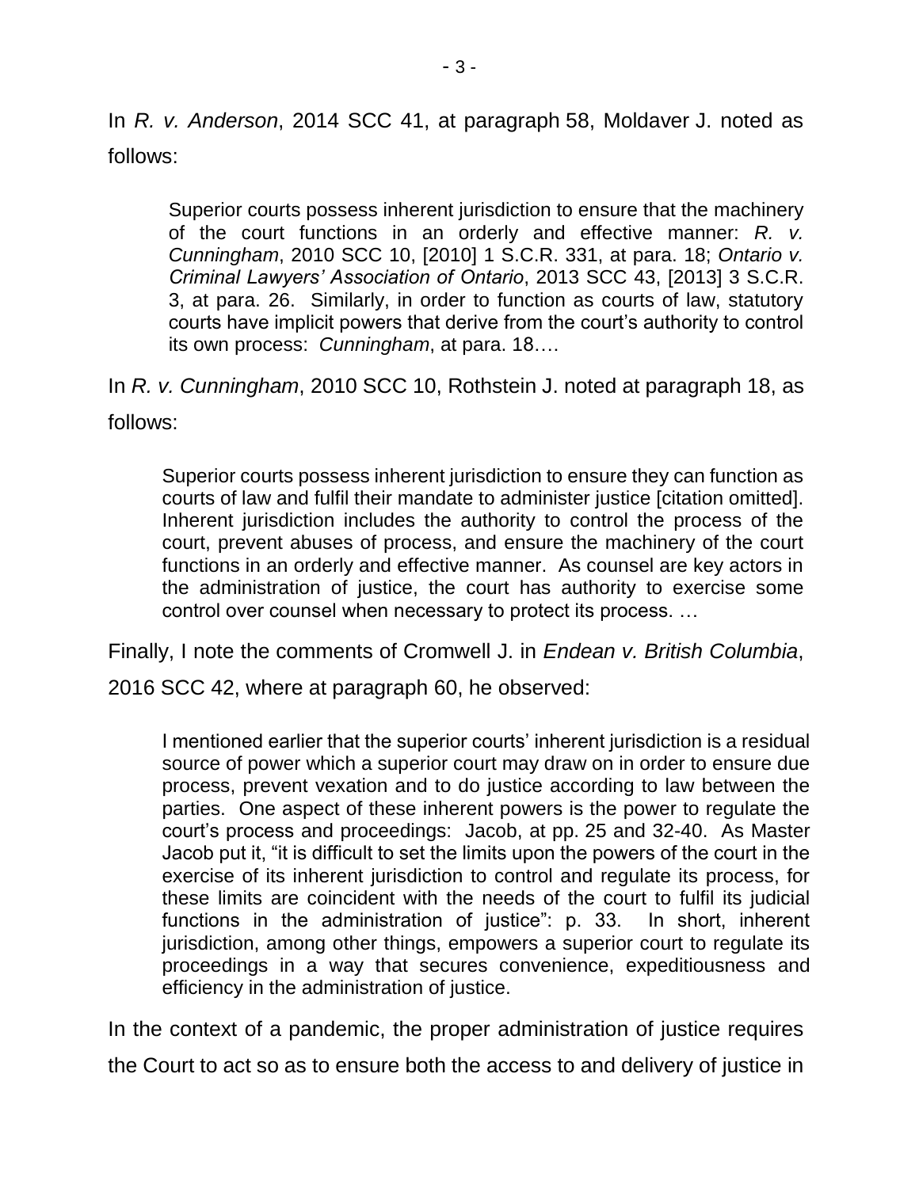In *R. v. Anderson*, 2014 SCC 41, at paragraph 58, Moldaver J. noted as follows:

> Superior courts possess inherent jurisdiction to ensure that the machinery of the court functions in an orderly and effective manner: *R. v. Cunningham*, 2010 SCC 10, [2010] 1 S.C.R. 331, at para. 18; *Ontario v. Criminal Lawyers' Association of Ontario*, 2013 SCC 43, [2013] 3 S.C.R. 3, at para. 26. Similarly, in order to function as courts of law, statutory courts have implicit powers that derive from the court's authority to control its own process: *Cunningham*, at para. 18….

In *R. v. Cunningham*, 2010 SCC 10, Rothstein J. noted at paragraph 18, as follows:

> Superior courts possess inherent jurisdiction to ensure they can function as courts of law and fulfil their mandate to administer justice [citation omitted]. Inherent jurisdiction includes the authority to control the process of the court, prevent abuses of process, and ensure the machinery of the court functions in an orderly and effective manner. As counsel are key actors in the administration of justice, the court has authority to exercise some control over counsel when necessary to protect its process. …

Finally, I note the comments of Cromwell J. in *Endean v. British Columbia*, 2016 SCC 42, where at paragraph 60, he observed:

> I mentioned earlier that the superior courts' inherent jurisdiction is a residual source of power which a superior court may draw on in order to ensure due process, prevent vexation and to do justice according to law between the parties. One aspect of these inherent powers is the power to regulate the court's process and proceedings: Jacob, at pp. 25 and 32-40. As Master Jacob put it, "it is difficult to set the limits upon the powers of the court in the exercise of its inherent jurisdiction to control and regulate its process, for these limits are coincident with the needs of the court to fulfil its judicial functions in the administration of justice": p. 33. In short, inherent jurisdiction, among other things, empowers a superior court to regulate its proceedings in a way that secures convenience, expeditiousness and efficiency in the administration of justice.

In the context of a pandemic, the proper administration of justice requires the Court to act so as to ensure both the access to and delivery of justice in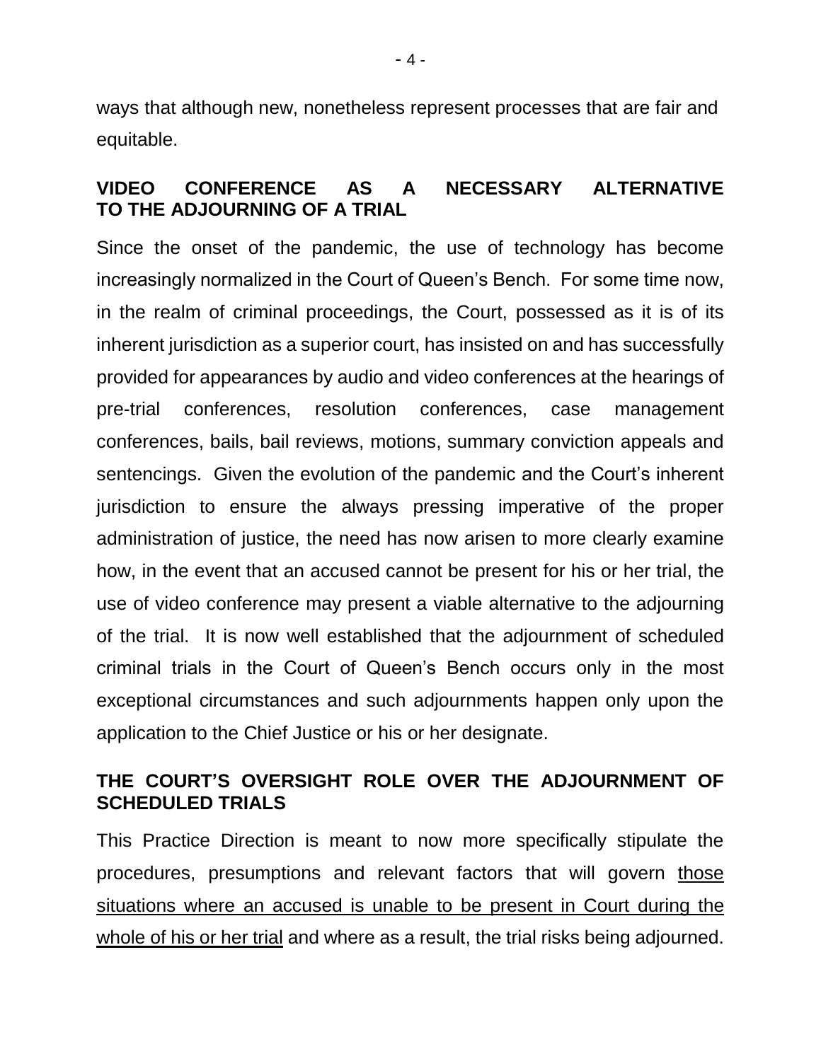ways that although new, nonetheless represent processes that are fair and equitable.

## VIDEO CONFERENCE AS A NECESSARY ALTERNATIVE TO THE ADJOURNING OF A TRIAL

Since the onset of the pandemic, the use of technology has become increasingly normalized in the Court of Queen's Bench. For some time now, in the realm of criminal proceedings, the Court, possessed as it is of its inherent jurisdiction as a superior court, has insisted on and has successfully provided for appearances by audio and video conferences at the hearings of pre-trial conferences, resolution conferences, case management conferences, bails, bail reviews, motions, summary conviction appeals and sentencings. Given the evolution of the pandemic and the Court's inherent jurisdiction to ensure the always pressing imperative of the proper administration of justice, the need has now arisen to more clearly examine how, in the event that an accused cannot be present for his or her trial, the use of video conference may present a viable alternative to the adjourning of the trial. It is now well established that the adjournment of scheduled criminal trials in the Court of Queen's Bench occurs only in the most exceptional circumstances and such adjournments happen only upon the application to the Chief Justice or his or her designate.

## THE COURT'S OVERSIGHT ROLE OVER THE ADJOURNMENT OF SCHEDULED TRIALS

This Practice Direction is meant to now more specifically stipulate the procedures, presumptions and relevant factors that will govern <u>those situations where an accused is unable to be present in Court during the whole of his or her trial</u> and where as a result, the trial risks being adjourned.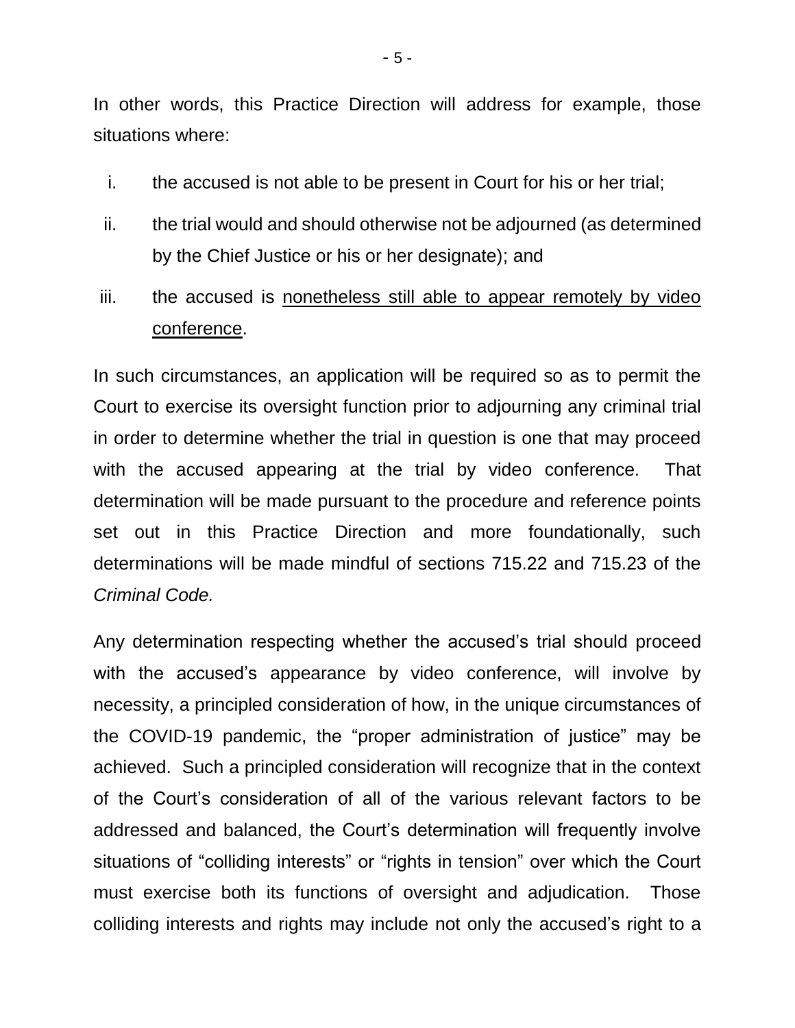In other words, this Practice Direction will address for example, those situations where:

i. the accused is not able to be present in Court for his or her trial;

ii. the trial would and should otherwise not be adjourned (as determined by the Chief Justice or his or her designate); and

iii. the accused is <u>nonetheless still able to appear remotely by video conference</u>.

In such circumstances, an application will be required so as to permit the Court to exercise its oversight function prior to adjourning any criminal trial in order to determine whether the trial in question is one that may proceed with the accused appearing at the trial by video conference. That determination will be made pursuant to the procedure and reference points set out in this Practice Direction and more foundationally, such determinations will be made mindful of sections 715.22 and 715.23 of the *Criminal Code.*

Any determination respecting whether the accused's trial should proceed with the accused's appearance by video conference, will involve by necessity, a principled consideration of how, in the unique circumstances of the COVID-19 pandemic, the "proper administration of justice" may be achieved. Such a principled consideration will recognize that in the context of the Court's consideration of all of the various relevant factors to be addressed and balanced, the Court's determination will frequently involve situations of "colliding interests" or "rights in tension" over which the Court must exercise both its functions of oversight and adjudication. Those colliding interests and rights may include not only the accused's right to a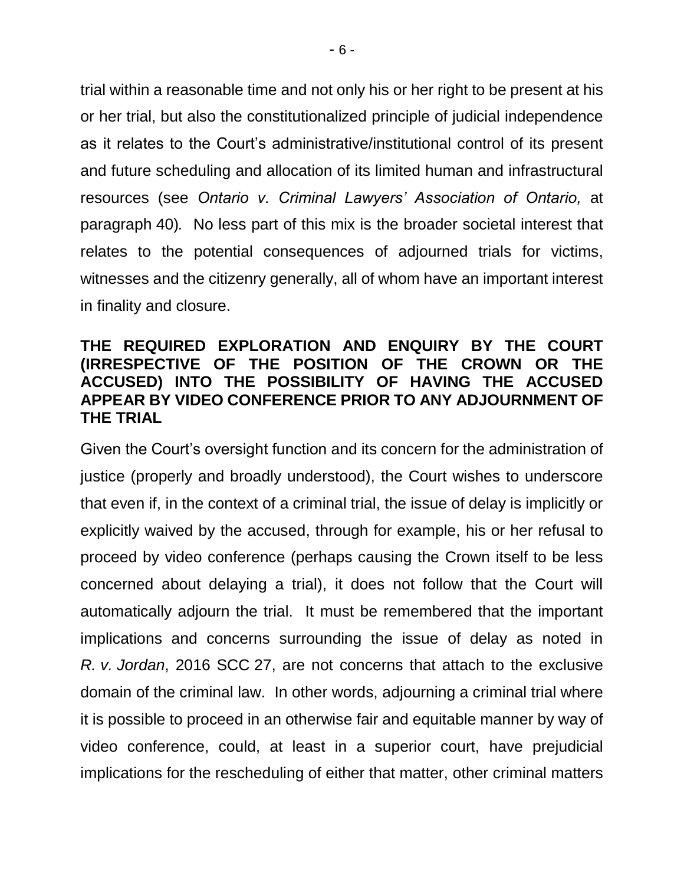trial within a reasonable time and not only his or her right to be present at his or her trial, but also the constitutionalized principle of judicial independence as it relates to the Court's administrative/institutional control of its present and future scheduling and allocation of its limited human and infrastructural resources (see *Ontario v. Criminal Lawyers' Association of Ontario,* at paragraph 40). No less part of this mix is the broader societal interest that relates to the potential consequences of adjourned trials for victims, witnesses and the citizenry generally, all of whom have an important interest in finality and closure.

**THE REQUIRED EXPLORATION AND ENQUIRY BY THE COURT (IRRESPECTIVE OF THE POSITION OF THE CROWN OR THE ACCUSED) INTO THE POSSIBILITY OF HAVING THE ACCUSED APPEAR BY VIDEO CONFERENCE PRIOR TO ANY ADJOURNMENT OF THE TRIAL**

Given the Court's oversight function and its concern for the administration of justice (properly and broadly understood), the Court wishes to underscore that even if, in the context of a criminal trial, the issue of delay is implicitly or explicitly waived by the accused, through for example, his or her refusal to proceed by video conference (perhaps causing the Crown itself to be less concerned about delaying a trial), it does not follow that the Court will automatically adjourn the trial. It must be remembered that the important implications and concerns surrounding the issue of delay as noted in *R. v. Jordan*, 2016 SCC 27, are not concerns that attach to the exclusive domain of the criminal law. In other words, adjourning a criminal trial where it is possible to proceed in an otherwise fair and equitable manner by way of video conference, could, at least in a superior court, have prejudicial implications for the rescheduling of either that matter, other criminal matters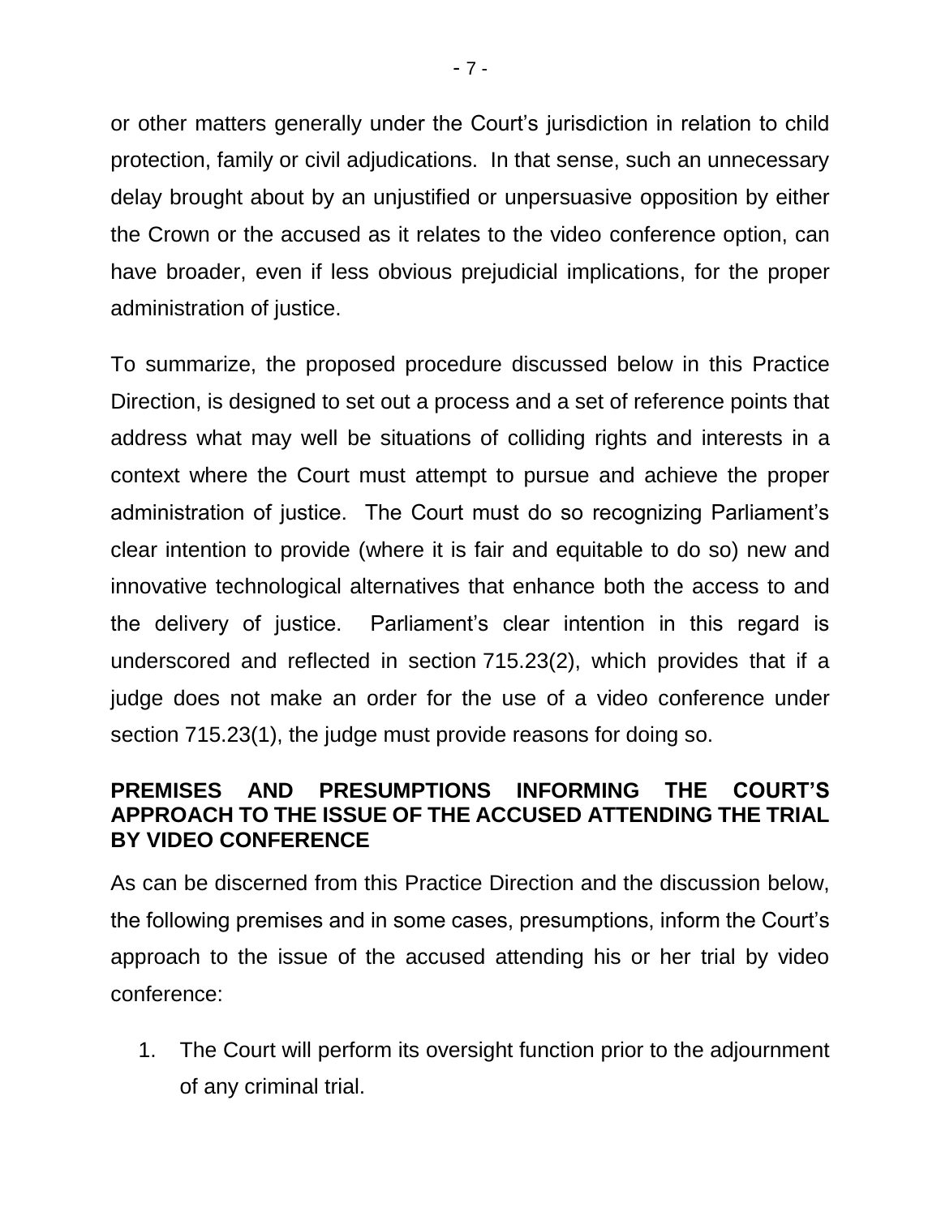or other matters generally under the Court's jurisdiction in relation to child protection, family or civil adjudications. In that sense, such an unnecessary delay brought about by an unjustified or unpersuasive opposition by either the Crown or the accused as it relates to the video conference option, can have broader, even if less obvious prejudicial implications, for the proper administration of justice.

To summarize, the proposed procedure discussed below in this Practice Direction, is designed to set out a process and a set of reference points that address what may well be situations of colliding rights and interests in a context where the Court must attempt to pursue and achieve the proper administration of justice. The Court must do so recognizing Parliament's clear intention to provide (where it is fair and equitable to do so) new and innovative technological alternatives that enhance both the access to and the delivery of justice. Parliament's clear intention in this regard is underscored and reflected in section 715.23(2), which provides that if a judge does not make an order for the use of a video conference under section 715.23(1), the judge must provide reasons for doing so.

## PREMISES AND PRESUMPTIONS INFORMING THE COURT'S APPROACH TO THE ISSUE OF THE ACCUSED ATTENDING THE TRIAL BY VIDEO CONFERENCE

As can be discerned from this Practice Direction and the discussion below, the following premises and in some cases, presumptions, inform the Court's approach to the issue of the accused attending his or her trial by video conference:

1. The Court will perform its oversight function prior to the adjournment of any criminal trial.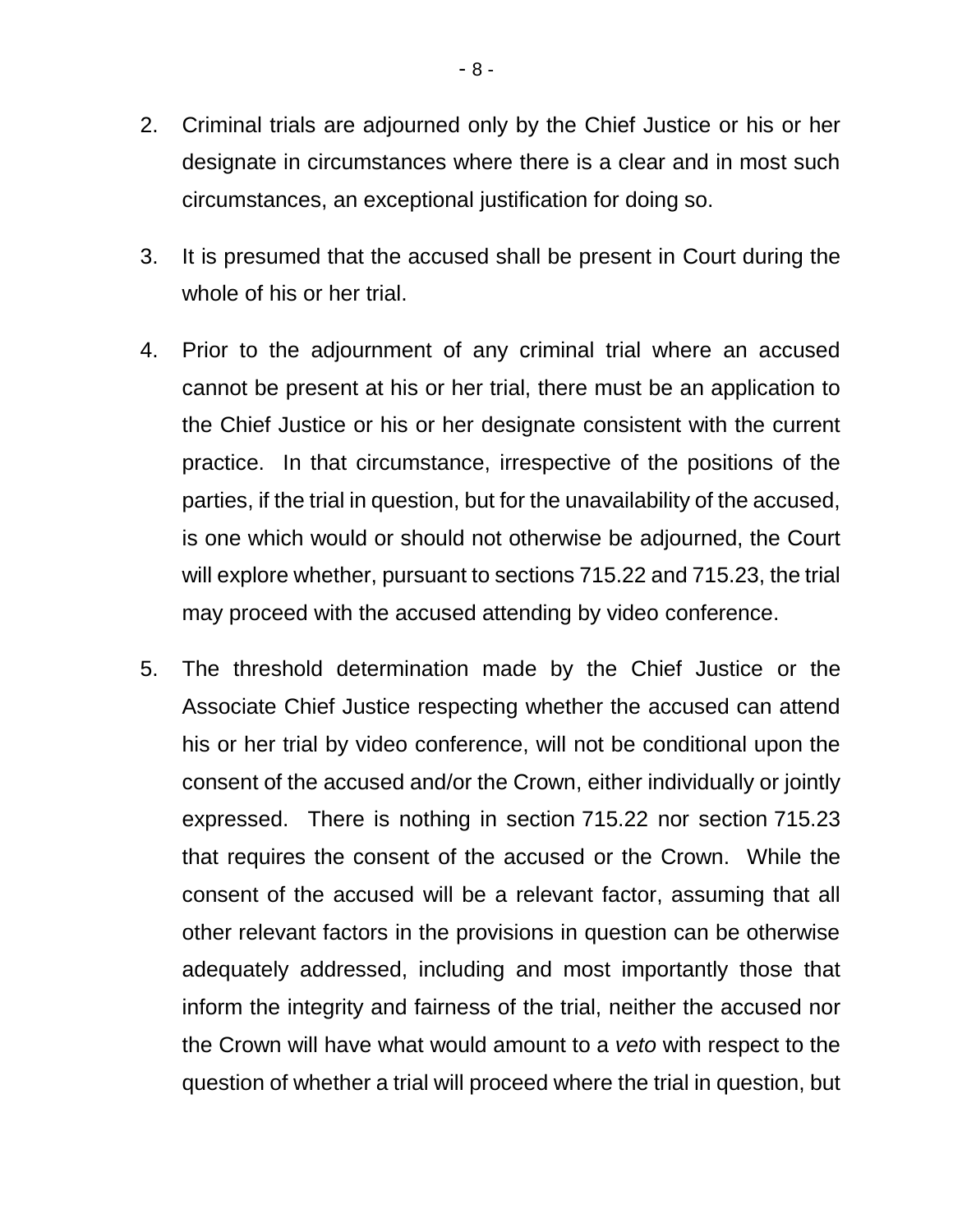2. Criminal trials are adjourned only by the Chief Justice or his or her designate in circumstances where there is a clear and in most such circumstances, an exceptional justification for doing so.

3. It is presumed that the accused shall be present in Court during the whole of his or her trial.

4. Prior to the adjournment of any criminal trial where an accused cannot be present at his or her trial, there must be an application to the Chief Justice or his or her designate consistent with the current practice. In that circumstance, irrespective of the positions of the parties, if the trial in question, but for the unavailability of the accused, is one which would or should not otherwise be adjourned, the Court will explore whether, pursuant to sections 715.22 and 715.23, the trial may proceed with the accused attending by video conference.

5. The threshold determination made by the Chief Justice or the Associate Chief Justice respecting whether the accused can attend his or her trial by video conference, will not be conditional upon the consent of the accused and/or the Crown, either individually or jointly expressed. There is nothing in section 715.22 nor section 715.23 that requires the consent of the accused or the Crown. While the consent of the accused will be a relevant factor, assuming that all other relevant factors in the provisions in question can be otherwise adequately addressed, including and most importantly those that inform the integrity and fairness of the trial, neither the accused nor the Crown will have what would amount to a *veto* with respect to the question of whether a trial will proceed where the trial in question, but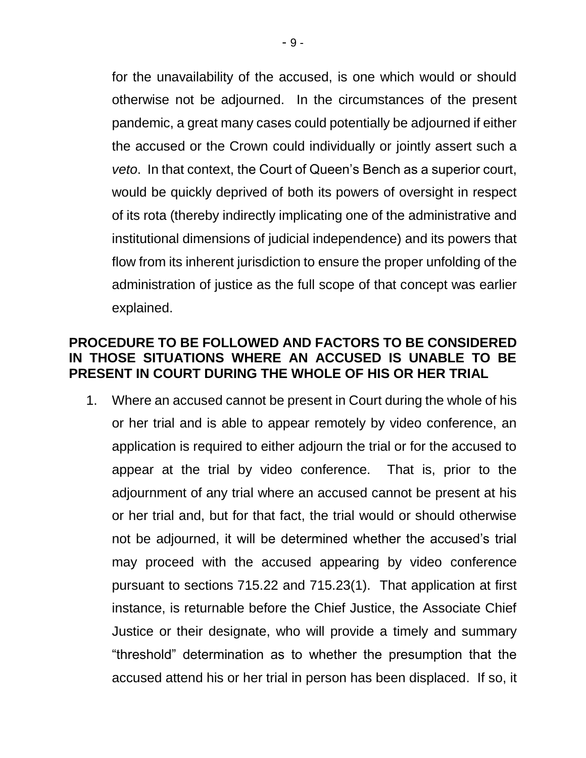for the unavailability of the accused, is one which would or should otherwise not be adjourned. In the circumstances of the present pandemic, a great many cases could potentially be adjourned if either the accused or the Crown could individually or jointly assert such a *veto*. In that context, the Court of Queen's Bench as a superior court, would be quickly deprived of both its powers of oversight in respect of its rota (thereby indirectly implicating one of the administrative and institutional dimensions of judicial independence) and its powers that flow from its inherent jurisdiction to ensure the proper unfolding of the administration of justice as the full scope of that concept was earlier explained.

## PROCEDURE TO BE FOLLOWED AND FACTORS TO BE CONSIDERED IN THOSE SITUATIONS WHERE AN ACCUSED IS UNABLE TO BE PRESENT IN COURT DURING THE WHOLE OF HIS OR HER TRIAL

1. Where an accused cannot be present in Court during the whole of his or her trial and is able to appear remotely by video conference, an application is required to either adjourn the trial or for the accused to appear at the trial by video conference. That is, prior to the adjournment of any trial where an accused cannot be present at his or her trial and, but for that fact, the trial would or should otherwise not be adjourned, it will be determined whether the accused's trial may proceed with the accused appearing by video conference pursuant to sections 715.22 and 715.23(1). That application at first instance, is returnable before the Chief Justice, the Associate Chief Justice or their designate, who will provide a timely and summary "threshold" determination as to whether the presumption that the accused attend his or her trial in person has been displaced. If so, it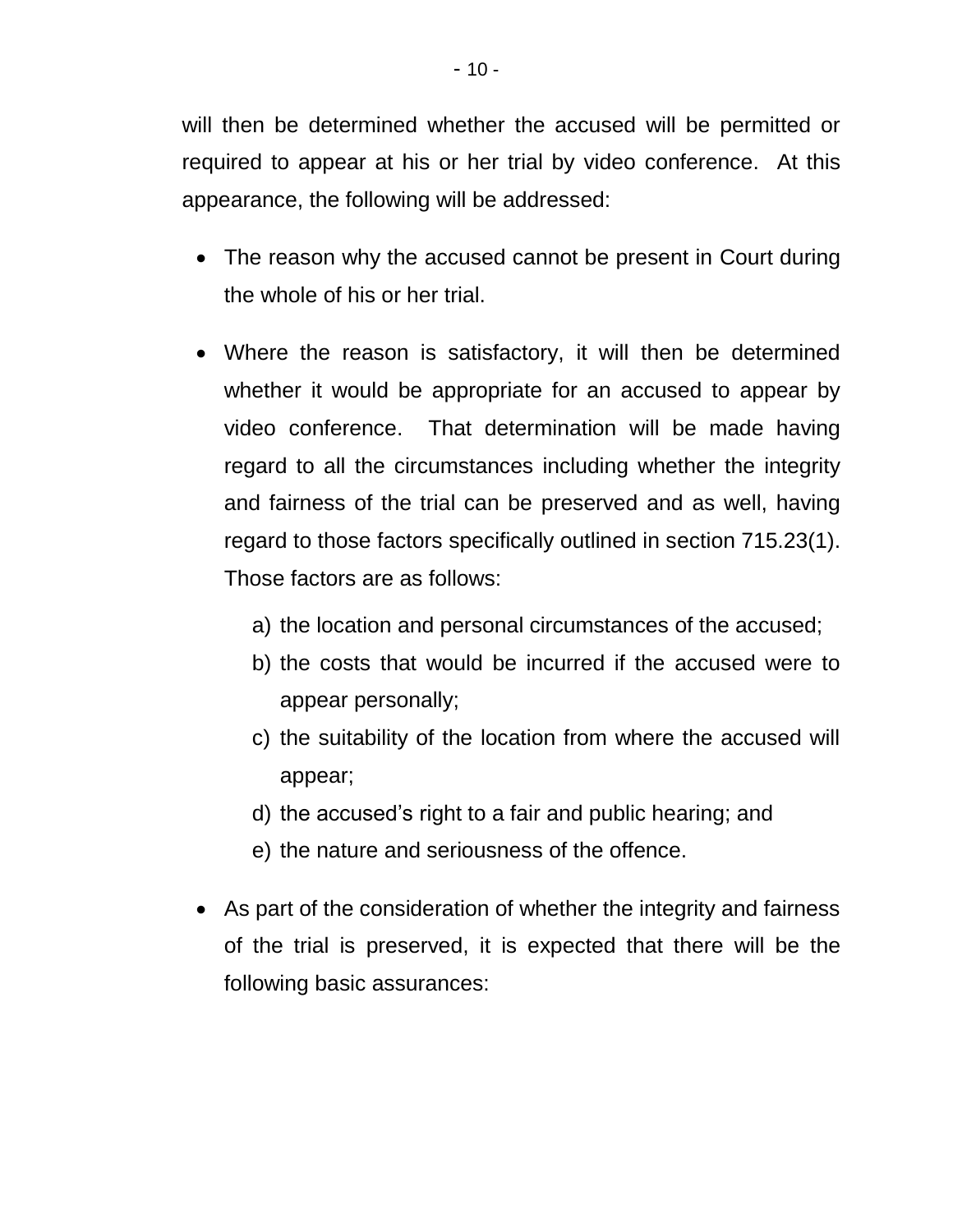will then be determined whether the accused will be permitted or required to appear at his or her trial by video conference. At this appearance, the following will be addressed:

- The reason why the accused cannot be present in Court during the whole of his or her trial.

- Where the reason is satisfactory, it will then be determined whether it would be appropriate for an accused to appear by video conference. That determination will be made having regard to all the circumstances including whether the integrity and fairness of the trial can be preserved and as well, having regard to those factors specifically outlined in section 715.23(1). Those factors are as follows:

  a) the location and personal circumstances of the accused;
  b) the costs that would be incurred if the accused were to appear personally;
  c) the suitability of the location from where the accused will appear;
  d) the accused's right to a fair and public hearing; and
  e) the nature and seriousness of the offence.

- As part of the consideration of whether the integrity and fairness of the trial is preserved, it is expected that there will be the following basic assurances: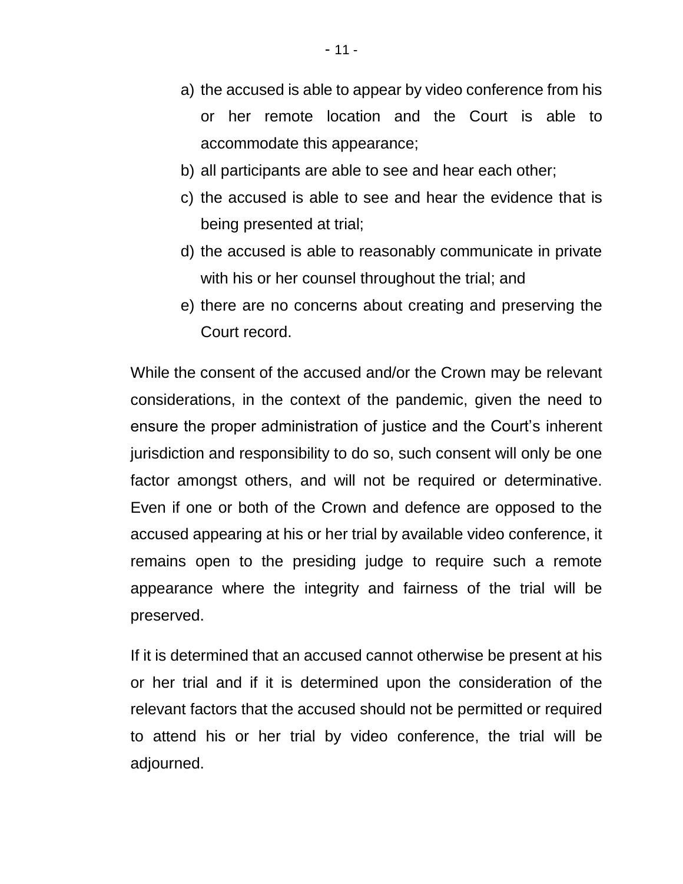a) the accused is able to appear by video conference from his or her remote location and the Court is able to accommodate this appearance;
b) all participants are able to see and hear each other;
c) the accused is able to see and hear the evidence that is being presented at trial;
d) the accused is able to reasonably communicate in private with his or her counsel throughout the trial; and
e) there are no concerns about creating and preserving the Court record.

While the consent of the accused and/or the Crown may be relevant considerations, in the context of the pandemic, given the need to ensure the proper administration of justice and the Court's inherent jurisdiction and responsibility to do so, such consent will only be one factor amongst others, and will not be required or determinative. Even if one or both of the Crown and defence are opposed to the accused appearing at his or her trial by available video conference, it remains open to the presiding judge to require such a remote appearance where the integrity and fairness of the trial will be preserved.

If it is determined that an accused cannot otherwise be present at his or her trial and if it is determined upon the consideration of the relevant factors that the accused should not be permitted or required to attend his or her trial by video conference, the trial will be adjourned.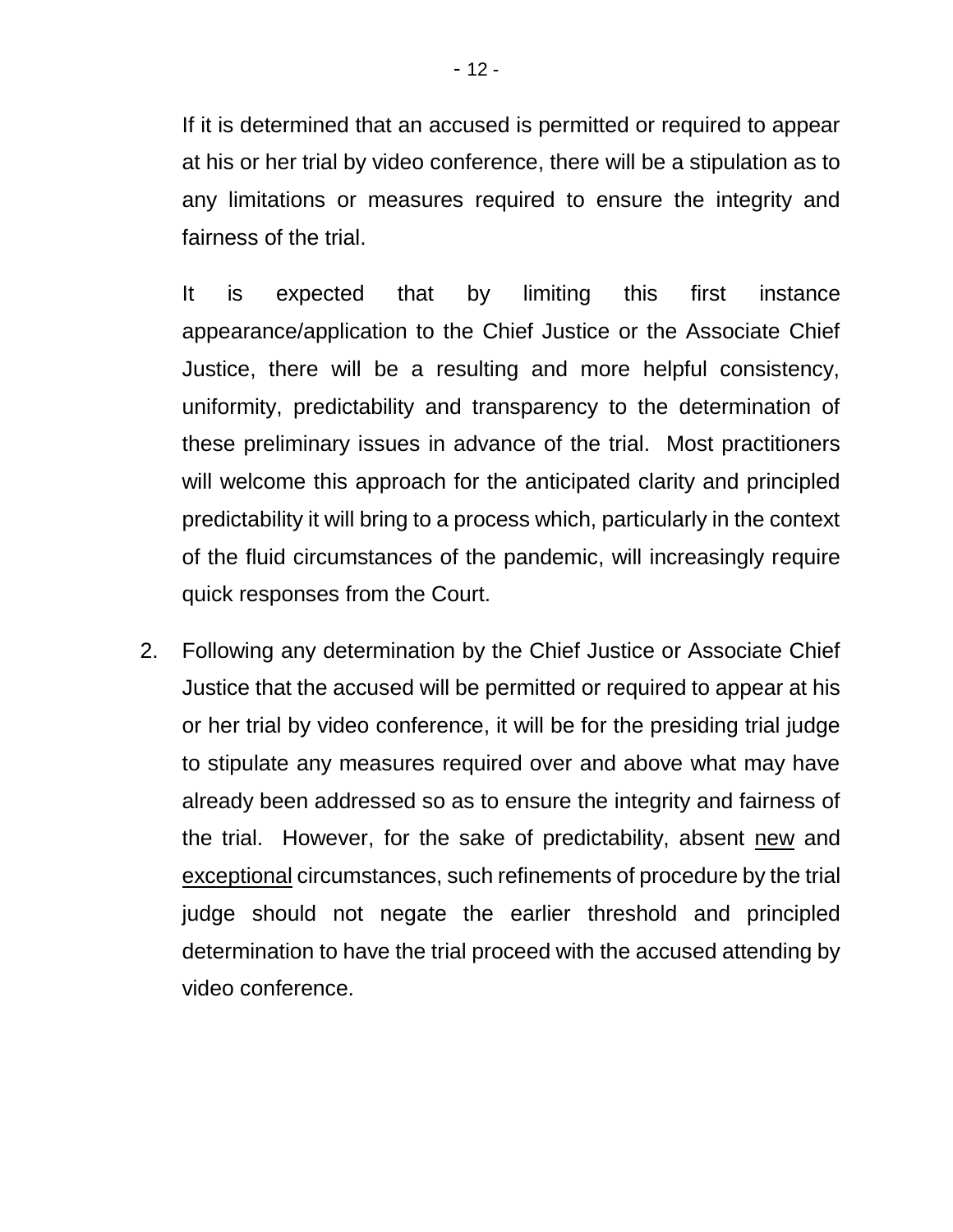If it is determined that an accused is permitted or required to appear at his or her trial by video conference, there will be a stipulation as to any limitations or measures required to ensure the integrity and fairness of the trial.

It is expected that by limiting this first instance appearance/application to the Chief Justice or the Associate Chief Justice, there will be a resulting and more helpful consistency, uniformity, predictability and transparency to the determination of these preliminary issues in advance of the trial. Most practitioners will welcome this approach for the anticipated clarity and principled predictability it will bring to a process which, particularly in the context of the fluid circumstances of the pandemic, will increasingly require quick responses from the Court.

2. Following any determination by the Chief Justice or Associate Chief Justice that the accused will be permitted or required to appear at his or her trial by video conference, it will be for the presiding trial judge to stipulate any measures required over and above what may have already been addressed so as to ensure the integrity and fairness of the trial. However, for the sake of predictability, absent <u>new</u> and <u>exceptional</u> circumstances, such refinements of procedure by the trial judge should not negate the earlier threshold and principled determination to have the trial proceed with the accused attending by video conference.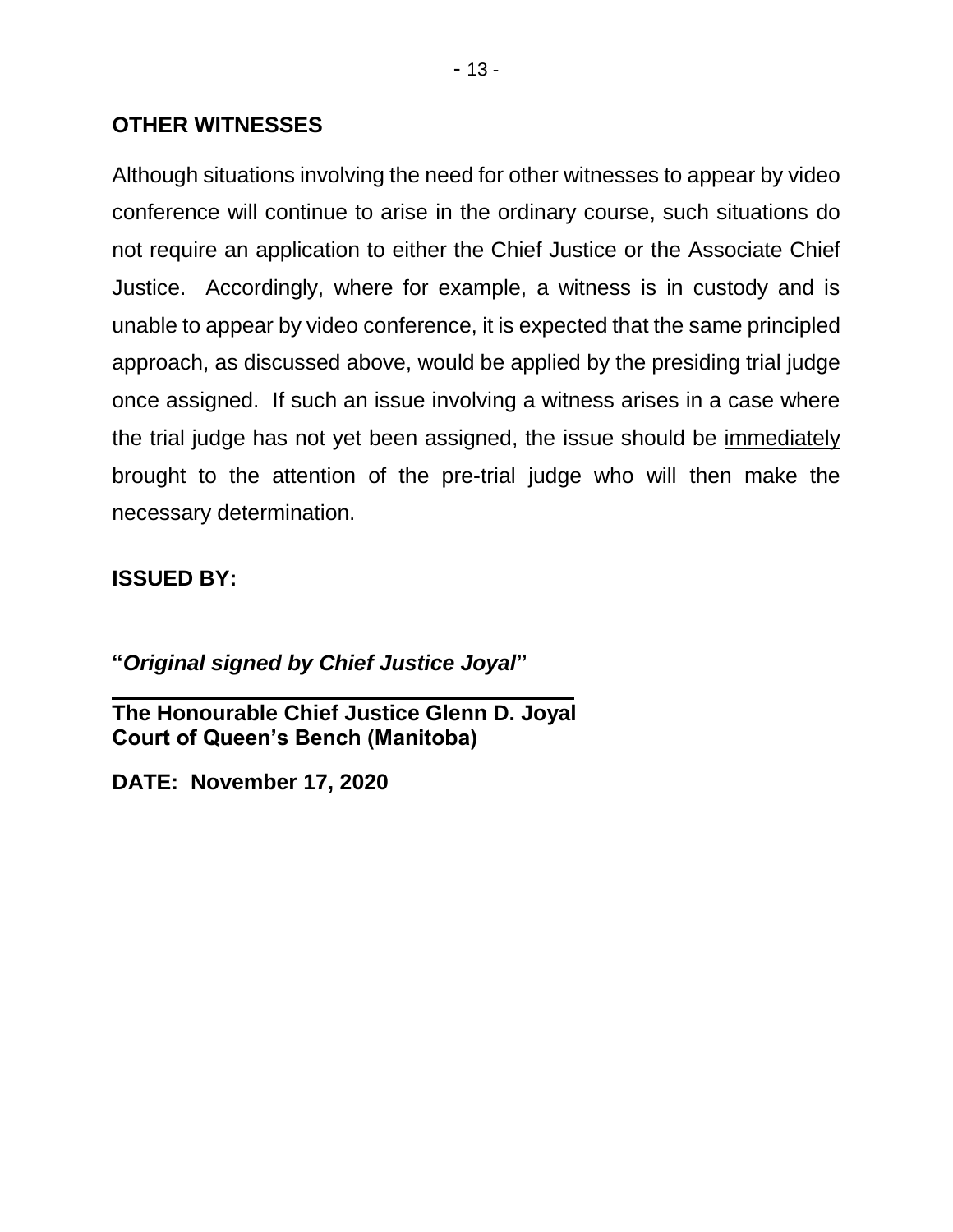## OTHER WITNESSES

Although situations involving the need for other witnesses to appear by video conference will continue to arise in the ordinary course, such situations do not require an application to either the Chief Justice or the Associate Chief Justice. Accordingly, where for example, a witness is in custody and is unable to appear by video conference, it is expected that the same principled approach, as discussed above, would be applied by the presiding trial judge once assigned. If such an issue involving a witness arises in a case where the trial judge has not yet been assigned, the issue should be <u>immediately</u> brought to the attention of the pre-trial judge who will then make the necessary determination.

**ISSUED BY:**

**"*Original signed by Chief Justice Joyal*"**

**The Honourable Chief Justice Glenn D. Joyal**
**Court of Queen's Bench (Manitoba)**

**DATE: November 17, 2020**